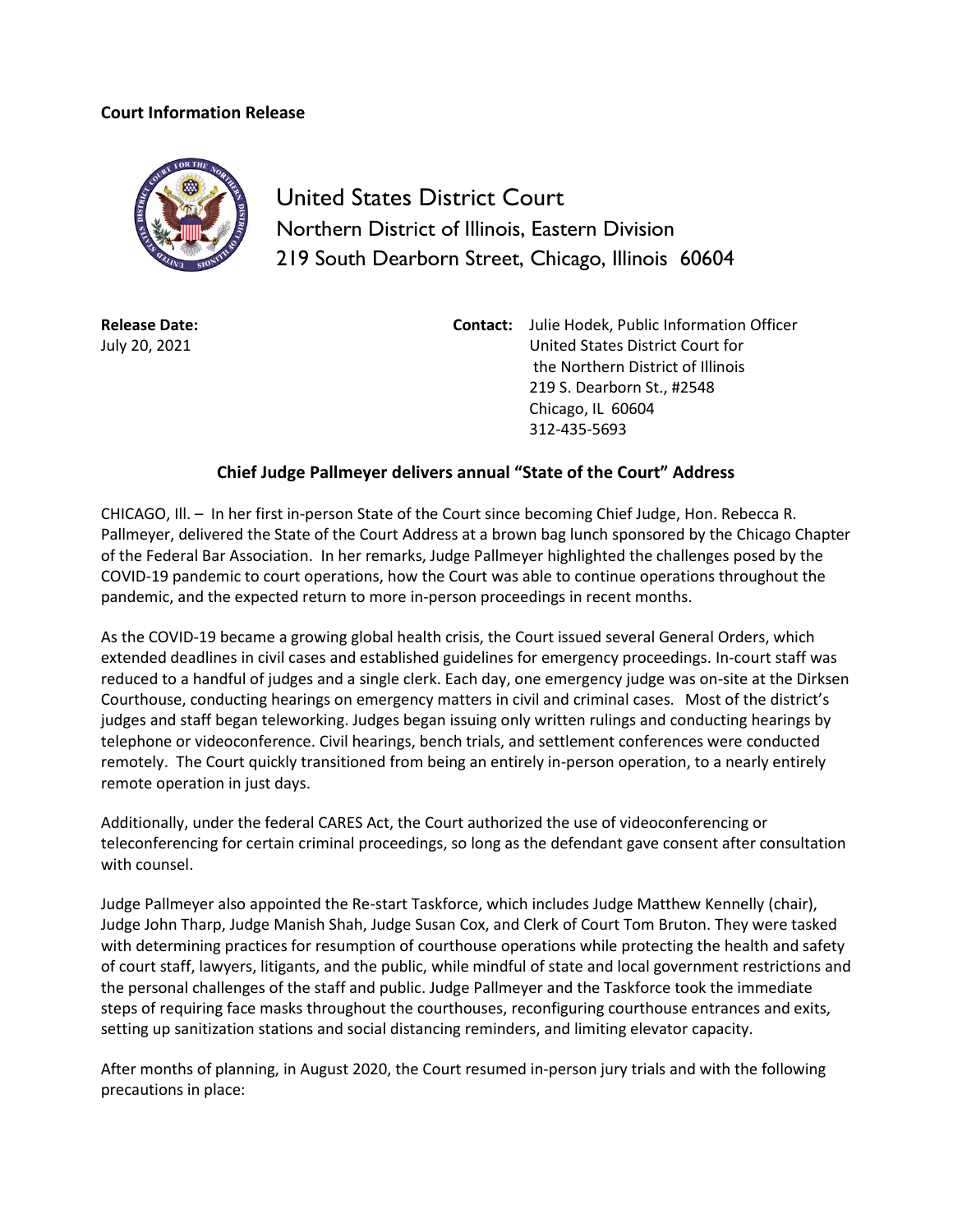**Court Information Release**

United States District Court
Northern District of Illinois, Eastern Division
219 South Dearborn Street, Chicago, Illinois 60604

**Release Date:**
July 20, 2021

**Contact:** Julie Hodek, Public Information Officer
United States District Court for
the Northern District of Illinois
219 S. Dearborn St., #2548
Chicago, IL 60604
312-435-5693

## Chief Judge Pallmeyer delivers annual "State of the Court" Address

CHICAGO, Ill. – In her first in-person State of the Court since becoming Chief Judge, Hon. Rebecca R. Pallmeyer, delivered the State of the Court Address at a brown bag lunch sponsored by the Chicago Chapter of the Federal Bar Association. In her remarks, Judge Pallmeyer highlighted the challenges posed by the COVID-19 pandemic to court operations, how the Court was able to continue operations throughout the pandemic, and the expected return to more in-person proceedings in recent months.

As the COVID-19 became a growing global health crisis, the Court issued several General Orders, which extended deadlines in civil cases and established guidelines for emergency proceedings. In-court staff was reduced to a handful of judges and a single clerk. Each day, one emergency judge was on-site at the Dirksen Courthouse, conducting hearings on emergency matters in civil and criminal cases. Most of the district's judges and staff began teleworking. Judges began issuing only written rulings and conducting hearings by telephone or videoconference. Civil hearings, bench trials, and settlement conferences were conducted remotely. The Court quickly transitioned from being an entirely in-person operation, to a nearly entirely remote operation in just days.

Additionally, under the federal CARES Act, the Court authorized the use of videoconferencing or teleconferencing for certain criminal proceedings, so long as the defendant gave consent after consultation with counsel.

Judge Pallmeyer also appointed the Re-start Taskforce, which includes Judge Matthew Kennelly (chair), Judge John Tharp, Judge Manish Shah, Judge Susan Cox, and Clerk of Court Tom Bruton. They were tasked with determining practices for resumption of courthouse operations while protecting the health and safety of court staff, lawyers, litigants, and the public, while mindful of state and local government restrictions and the personal challenges of the staff and public. Judge Pallmeyer and the Taskforce took the immediate steps of requiring face masks throughout the courthouses, reconfiguring courthouse entrances and exits, setting up sanitization stations and social distancing reminders, and limiting elevator capacity.

After months of planning, in August 2020, the Court resumed in-person jury trials and with the following precautions in place: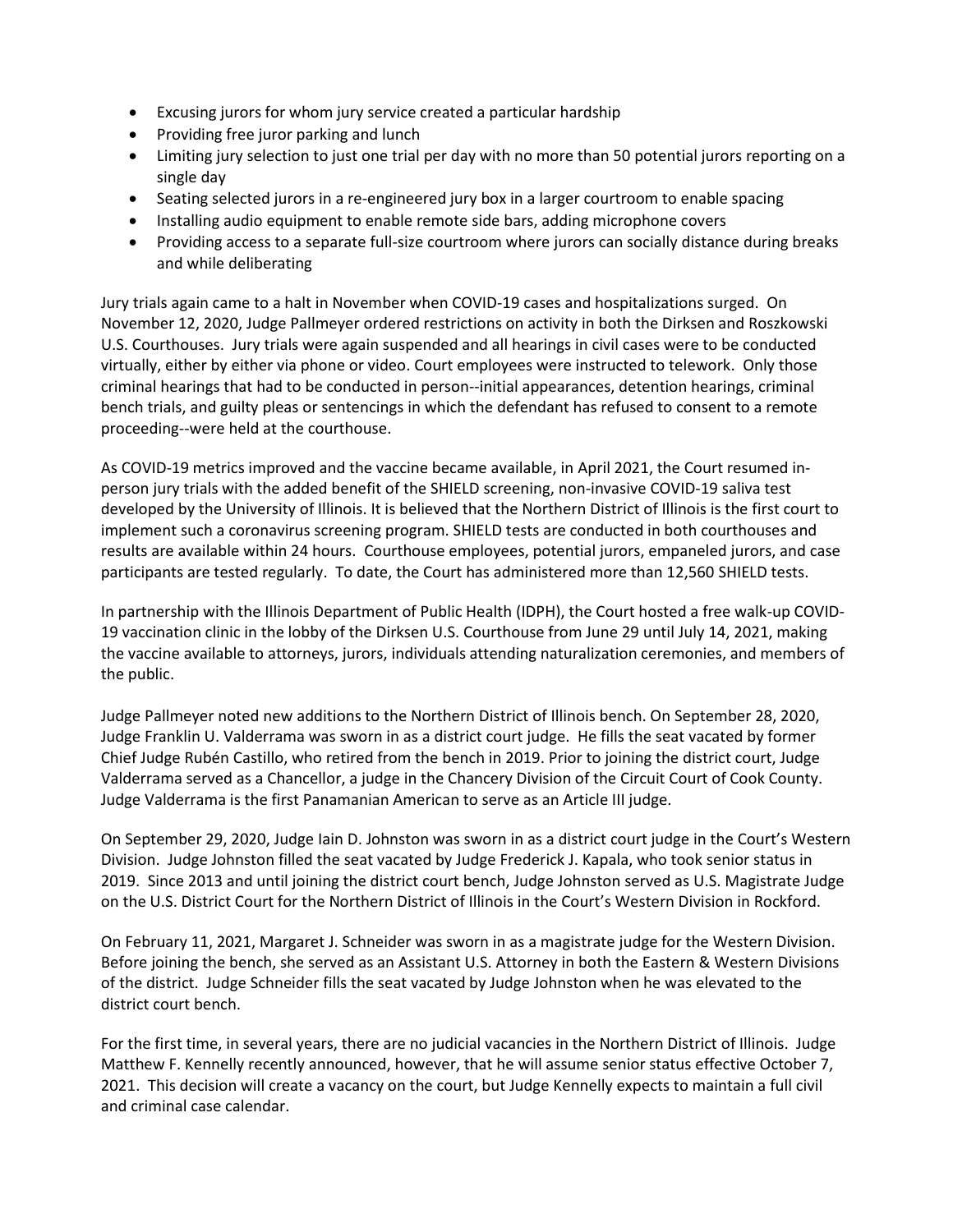- Excusing jurors for whom jury service created a particular hardship
- Providing free juror parking and lunch
- Limiting jury selection to just one trial per day with no more than 50 potential jurors reporting on a single day
- Seating selected jurors in a re-engineered jury box in a larger courtroom to enable spacing
- Installing audio equipment to enable remote side bars, adding microphone covers
- Providing access to a separate full-size courtroom where jurors can socially distance during breaks and while deliberating

Jury trials again came to a halt in November when COVID-19 cases and hospitalizations surged. On November 12, 2020, Judge Pallmeyer ordered restrictions on activity in both the Dirksen and Roszkowski U.S. Courthouses. Jury trials were again suspended and all hearings in civil cases were to be conducted virtually, either by either via phone or video. Court employees were instructed to telework. Only those criminal hearings that had to be conducted in person--initial appearances, detention hearings, criminal bench trials, and guilty pleas or sentencings in which the defendant has refused to consent to a remote proceeding--were held at the courthouse.

As COVID-19 metrics improved and the vaccine became available, in April 2021, the Court resumed in-person jury trials with the added benefit of the SHIELD screening, non-invasive COVID-19 saliva test developed by the University of Illinois. It is believed that the Northern District of Illinois is the first court to implement such a coronavirus screening program. SHIELD tests are conducted in both courthouses and results are available within 24 hours. Courthouse employees, potential jurors, empaneled jurors, and case participants are tested regularly. To date, the Court has administered more than 12,560 SHIELD tests.

In partnership with the Illinois Department of Public Health (IDPH), the Court hosted a free walk-up COVID-19 vaccination clinic in the lobby of the Dirksen U.S. Courthouse from June 29 until July 14, 2021, making the vaccine available to attorneys, jurors, individuals attending naturalization ceremonies, and members of the public.

Judge Pallmeyer noted new additions to the Northern District of Illinois bench. On September 28, 2020, Judge Franklin U. Valderrama was sworn in as a district court judge. He fills the seat vacated by former Chief Judge Rubén Castillo, who retired from the bench in 2019. Prior to joining the district court, Judge Valderrama served as a Chancellor, a judge in the Chancery Division of the Circuit Court of Cook County. Judge Valderrama is the first Panamanian American to serve as an Article III judge.

On September 29, 2020, Judge Iain D. Johnston was sworn in as a district court judge in the Court's Western Division. Judge Johnston filled the seat vacated by Judge Frederick J. Kapala, who took senior status in 2019. Since 2013 and until joining the district court bench, Judge Johnston served as U.S. Magistrate Judge on the U.S. District Court for the Northern District of Illinois in the Court's Western Division in Rockford.

On February 11, 2021, Margaret J. Schneider was sworn in as a magistrate judge for the Western Division. Before joining the bench, she served as an Assistant U.S. Attorney in both the Eastern & Western Divisions of the district. Judge Schneider fills the seat vacated by Judge Johnston when he was elevated to the district court bench.

For the first time, in several years, there are no judicial vacancies in the Northern District of Illinois. Judge Matthew F. Kennelly recently announced, however, that he will assume senior status effective October 7, 2021. This decision will create a vacancy on the court, but Judge Kennelly expects to maintain a full civil and criminal case calendar.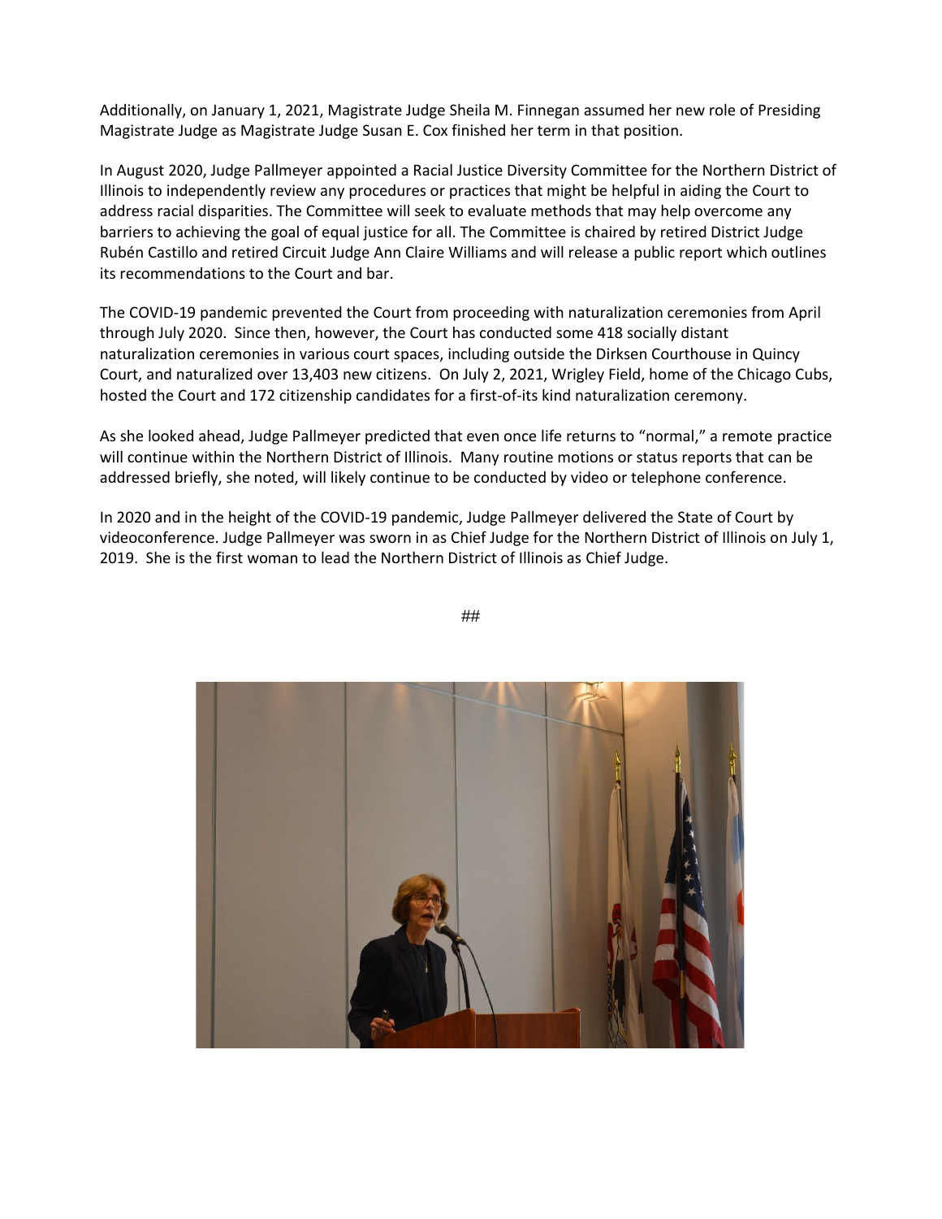Additionally, on January 1, 2021, Magistrate Judge Sheila M. Finnegan assumed her new role of Presiding Magistrate Judge as Magistrate Judge Susan E. Cox finished her term in that position.

In August 2020, Judge Pallmeyer appointed a Racial Justice Diversity Committee for the Northern District of Illinois to independently review any procedures or practices that might be helpful in aiding the Court to address racial disparities. The Committee will seek to evaluate methods that may help overcome any barriers to achieving the goal of equal justice for all. The Committee is chaired by retired District Judge Rubén Castillo and retired Circuit Judge Ann Claire Williams and will release a public report which outlines its recommendations to the Court and bar.

The COVID-19 pandemic prevented the Court from proceeding with naturalization ceremonies from April through July 2020. Since then, however, the Court has conducted some 418 socially distant naturalization ceremonies in various court spaces, including outside the Dirksen Courthouse in Quincy Court, and naturalized over 13,403 new citizens. On July 2, 2021, Wrigley Field, home of the Chicago Cubs, hosted the Court and 172 citizenship candidates for a first-of-its kind naturalization ceremony.

As she looked ahead, Judge Pallmeyer predicted that even once life returns to "normal," a remote practice will continue within the Northern District of Illinois. Many routine motions or status reports that can be addressed briefly, she noted, will likely continue to be conducted by video or telephone conference.

In 2020 and in the height of the COVID-19 pandemic, Judge Pallmeyer delivered the State of Court by videoconference. Judge Pallmeyer was sworn in as Chief Judge for the Northern District of Illinois on July 1, 2019. She is the first woman to lead the Northern District of Illinois as Chief Judge.

##